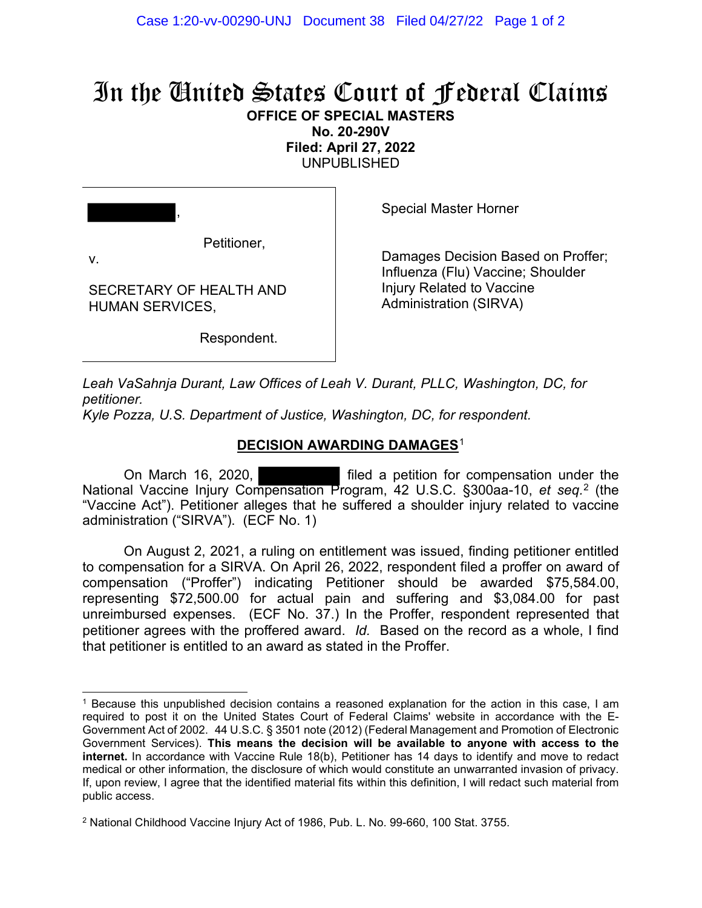# In the United States Court of Federal Claims

**OFFICE OF SPECIAL MASTERS**
**No. 20-290V**
**Filed: April 27, 2022**
UNPUBLISHED

| | |
|---|---|
| ██████████, Petitioner, v. SECRETARY OF HEALTH AND HUMAN SERVICES, Respondent. | Special Master Horner<br><br>Damages Decision Based on Proffer; Influenza (Flu) Vaccine; Shoulder Injury Related to Vaccine Administration (SIRVA) |

*Leah VaSahnja Durant, Law Offices of Leah V. Durant, PLLC, Washington, DC, for petitioner.*
*Kyle Pozza, U.S. Department of Justice, Washington, DC, for respondent.*

## DECISION AWARDING DAMAGES[1]

On March 16, 2020, ██████████ filed a petition for compensation under the National Vaccine Injury Compensation Program, 42 U.S.C. §300aa-10, *et seq.*[2] (the "Vaccine Act"). Petitioner alleges that he suffered a shoulder injury related to vaccine administration ("SIRVA"). (ECF No. 1)

On August 2, 2021, a ruling on entitlement was issued, finding petitioner entitled to compensation for a SIRVA. On April 26, 2022, respondent filed a proffer on award of compensation ("Proffer") indicating Petitioner should be awarded $75,584.00, representing $72,500.00 for actual pain and suffering and $3,084.00 for past unreimbursed expenses. (ECF No. 37.) In the Proffer, respondent represented that petitioner agrees with the proffered award. *Id.* Based on the record as a whole, I find that petitioner is entitled to an award as stated in the Proffer.

---

[1] Because this unpublished decision contains a reasoned explanation for the action in this case, I am required to post it on the United States Court of Federal Claims' website in accordance with the E-Government Act of 2002. 44 U.S.C. § 3501 note (2012) (Federal Management and Promotion of Electronic Government Services). **This means the decision will be available to anyone with access to the internet.** In accordance with Vaccine Rule 18(b), Petitioner has 14 days to identify and move to redact medical or other information, the disclosure of which would constitute an unwarranted invasion of privacy. If, upon review, I agree that the identified material fits within this definition, I will redact such material from public access.

[2] National Childhood Vaccine Injury Act of 1986, Pub. L. No. 99-660, 100 Stat. 3755.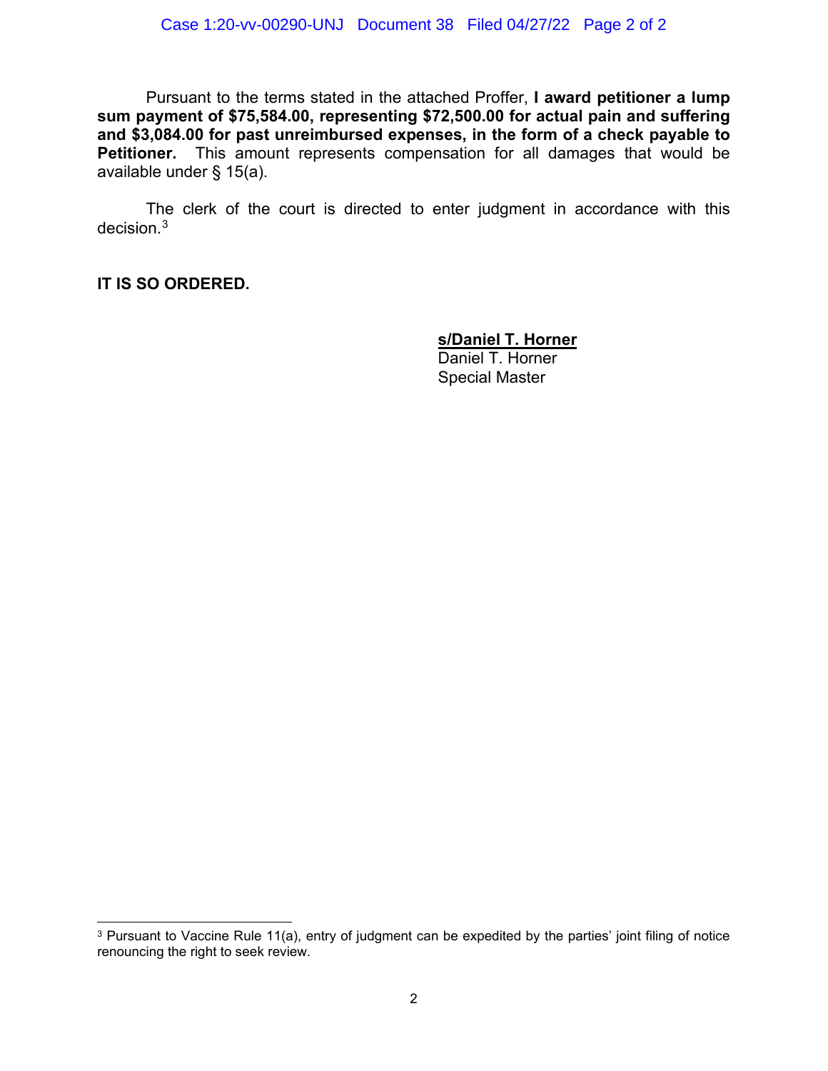Pursuant to the terms stated in the attached Proffer, **I award petitioner a lump sum payment of $75,584.00, representing $72,500.00 for actual pain and suffering and $3,084.00 for past unreimbursed expenses, in the form of a check payable to Petitioner.** This amount represents compensation for all damages that would be available under § 15(a).

The clerk of the court is directed to enter judgment in accordance with this decision.[3]

**IT IS SO ORDERED.**

**s/Daniel T. Horner**
Daniel T. Horner
Special Master

[3] Pursuant to Vaccine Rule 11(a), entry of judgment can be expedited by the parties' joint filing of notice renouncing the right to seek review.